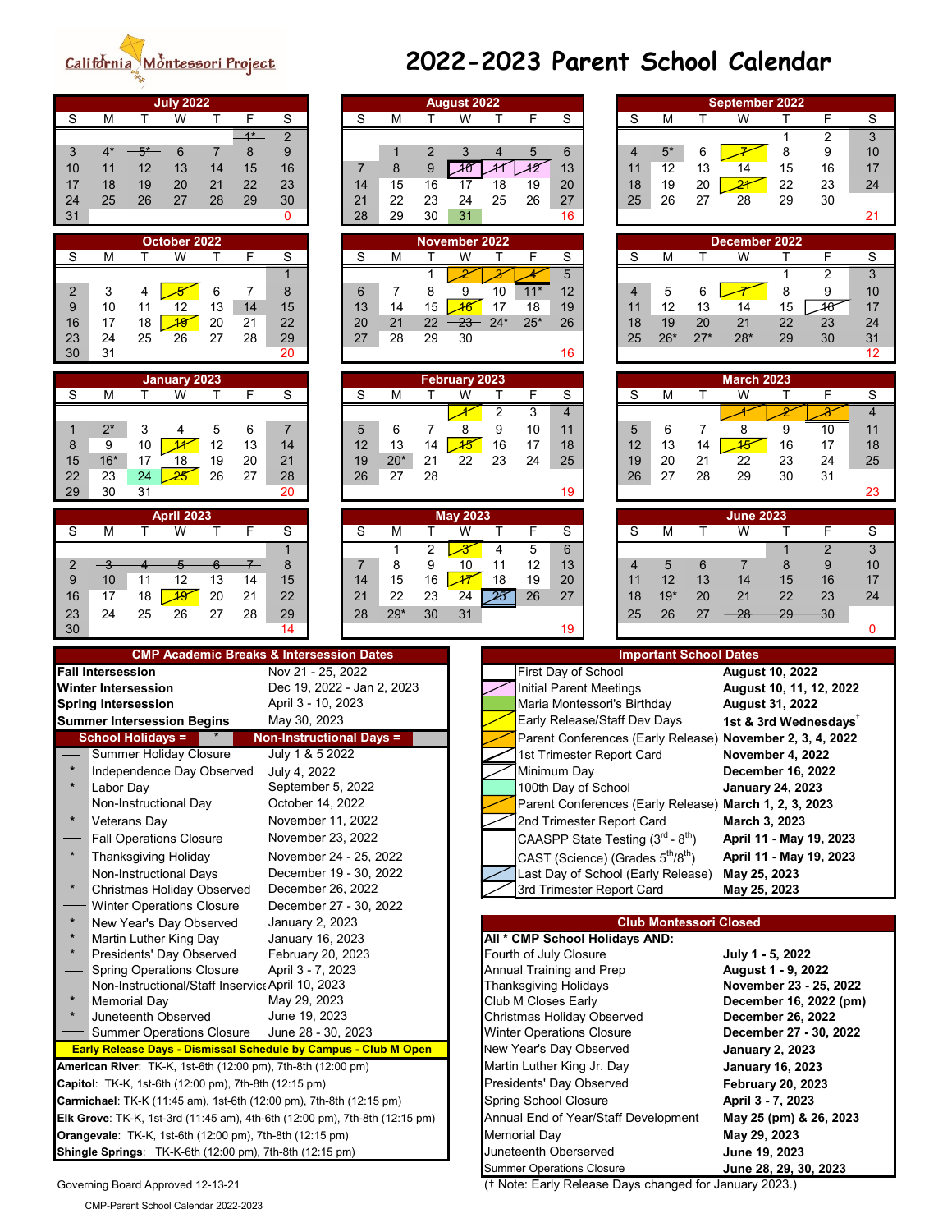California Montessori Project

# 2022-2023 Parent School Calendar

## July 2022

| S | M | T | W | T | F | S |
|---|---|---|---|---|---|---|
| | | | | | 1* | 2 |
| 3 | 4* | 5* | 6 | 7 | 8 | 9 |
| 10 | 11 | 12 | 13 | 14 | 15 | 16 |
| 17 | 18 | 19 | 20 | 21 | 22 | 23 |
| 24 | 25 | 26 | 27 | 28 | 29 | 30 |
| 31 | | | | | | 0 |

## August 2022

| S | M | T | W | T | F | S |
|---|---|---|---|---|---|---|
| | 1 | 2 | 3 | 4 | 5 | 6 |
| 7 | 8 | 9 | 10 | 11 | 12 | 13 |
| 14 | 15 | 16 | 17 | 18 | 19 | 20 |
| 21 | 22 | 23 | 24 | 25 | 26 | 27 |
| 28 | 29 | 30 | 31 | | | 16 |

## September 2022

| S | M | T | W | T | F | S |
|---|---|---|---|---|---|---|
| | | | | 1 | 2 | 3 |
| 4 | 5* | 6 | 7 | 8 | 9 | 10 |
| 11 | 12 | 13 | 14 | 15 | 16 | 17 |
| 18 | 19 | 20 | 21 | 22 | 23 | 24 |
| 25 | 26 | 27 | 28 | 29 | 30 | |
| | | | | | | 21 |

## October 2022

| S | M | T | W | T | F | S |
|---|---|---|---|---|---|---|
| | | | | | | 1 |
| 2 | 3 | 4 | 5 | 6 | 7 | 8 |
| 9 | 10 | 11 | 12 | 13 | 14 | 15 |
| 16 | 17 | 18 | 19 | 20 | 21 | 22 |
| 23 | 24 | 25 | 26 | 27 | 28 | 29 |
| 30 | 31 | | | | | 20 |

## November 2022

| S | M | T | W | T | F | S |
|---|---|---|---|---|---|---|
| | | 1 | 2 | 3 | 4 | 5 |
| 6 | 7 | 8 | 9 | 10 | 11* | 12 |
| 13 | 14 | 15 | 16 | 17 | 18 | 19 |
| 20 | 21 | 22 | 23 | 24* | 25* | 26 |
| 27 | 28 | 29 | 30 | | | |
| | | | | | | 16 |

## December 2022

| S | M | T | W | T | F | S |
|---|---|---|---|---|---|---|
| | | | | 1 | 2 | 3 |
| 4 | 5 | 6 | 7 | 8 | 9 | 10 |
| 11 | 12 | 13 | 14 | 15 | 16 | 17 |
| 18 | 19 | 20 | 21 | 22 | 23 | 24 |
| 25 | 26* | 27* | 28* | 29 | 30 | 31 |
| | | | | | | 12 |

## January 2023

| S | M | T | W | T | F | S |
|---|---|---|---|---|---|---|
| 1 | 2* | 3 | 4 | 5 | 6 | 7 |
| 8 | 9 | 10 | 11 | 12 | 13 | 14 |
| 15 | 16* | 17 | 18 | 19 | 20 | 21 |
| 22 | 23 | 24 | 25 | 26 | 27 | 28 |
| 29 | 30 | 31 | | | | 20 |

## February 2023

| S | M | T | W | T | F | S |
|---|---|---|---|---|---|---|
| | | | 1 | 2 | 3 | 4 |
| 5 | 6 | 7 | 8 | 9 | 10 | 11 |
| 12 | 13 | 14 | 15 | 16 | 17 | 18 |
| 19 | 20* | 21 | 22 | 23 | 24 | 25 |
| 26 | 27 | 28 | | | | |
| | | | | | | 19 |

## March 2023

| S | M | T | W | T | F | S |
|---|---|---|---|---|---|---|
| | | | 1 | 2 | 3 | 4 |
| 5 | 6 | 7 | 8 | 9 | 10 | 11 |
| 12 | 13 | 14 | 15 | 16 | 17 | 18 |
| 19 | 20 | 21 | 22 | 23 | 24 | 25 |
| 26 | 27 | 28 | 29 | 30 | 31 | |
| | | | | | | 23 |

## April 2023

| S | M | T | W | T | F | S |
|---|---|---|---|---|---|---|
| | | | | | | 1 |
| 2 | 3 | 4 | 5 | 6 | 7 | 8 |
| 9 | 10 | 11 | 12 | 13 | 14 | 15 |
| 16 | 17 | 18 | 19 | 20 | 21 | 22 |
| 23 | 24 | 25 | 26 | 27 | 28 | 29 |
| 30 | | | | | | 14 |

## May 2023

| S | M | T | W | T | F | S |
|---|---|---|---|---|---|---|
| | 1 | 2 | 3 | 4 | 5 | 6 |
| 7 | 8 | 9 | 10 | 11 | 12 | 13 |
| 14 | 15 | 16 | 17 | 18 | 19 | 20 |
| 21 | 22 | 23 | 24 | 25 | 26 | 27 |
| 28 | 29* | 30 | 31 | | | |
| | | | | | | 19 |

## June 2023

| S | M | T | W | T | F | S |
|---|---|---|---|---|---|---|
| | | | | 1 | 2 | 3 |
| 4 | 5 | 6 | 7 | 8 | 9 | 10 |
| 11 | 12 | 13 | 14 | 15 | 16 | 17 |
| 18 | 19* | 20 | 21 | 22 | 23 | 24 |
| 25 | 26 | 27 | 28 | 29 | 30 | |
| | | | | | | 0 |

## CMP Academic Breaks & Intersession Dates

| | |
|---|---|
| **Fall Intersession** | Nov 21 - 25, 2022 |
| **Winter Intersession** | Dec 19, 2022 - Jan 2, 2023 |
| **Spring Intersession** | April 3 - 10, 2023 |
| **Summer Intersession Begins** | May 30, 2023 |

**School Holidays = \*** | **Non-Instructional Days = ——**

| | | |
|---|---|---|
| —— | Summer Holiday Closure | July 1 & 5 2022 |
| * | Independence Day Observed | July 4, 2022 |
| * | Labor Day | September 5, 2022 |
| | Non-Instructional Day | October 14, 2022 |
| * | Veterans Day | November 11, 2022 |
| —— | Fall Operations Closure | November 23, 2022 |
| * | Thanksgiving Holiday | November 24 - 25, 2022 |
| | Non-Instructional Days | December 19 - 30, 2022 |
| * | Christmas Holiday Observed | December 26, 2022 |
| —— | Winter Operations Closure | December 27 - 30, 2022 |
| * | New Year's Day Observed | January 2, 2023 |
| * | Martin Luther King Day | January 16, 2023 |
| * | Presidents' Day Observed | February 20, 2023 |
| —— | Spring Operations Closure | April 3 - 7, 2023 |
| | Non-Instructional/Staff Inservice | April 10, 2023 |
| * | Memorial Day | May 29, 2023 |
| * | Juneteenth Observed | June 19, 2023 |
| —— | Summer Operations Closure | June 28 - 30, 2023 |

**Early Release Days - Dismissal Schedule by Campus - Club M Open**

**American River**: TK-K, 1st-6th (12:00 pm), 7th-8th (12:00 pm)
**Capitol**: TK-K, 1st-6th (12:00 pm), 7th-8th (12:15 pm)
**Carmichael**: TK-K (11:45 am), 1st-6th (12:00 pm), 7th-8th (12:15 pm)
**Elk Grove**: TK-K, 1st-3rd (11:45 am), 4th-6th (12:00 pm), 7th-8th (12:15 pm)
**Orangevale**: TK-K, 1st-6th (12:00 pm), 7th-8th (12:15 pm)
**Shingle Springs**: TK-K-6th (12:00 pm), 7th-8th (12:15 pm)

## Important School Dates

| Event | Date |
|---|---|
| First Day of School | **August 10, 2022** |
| Initial Parent Meetings | **August 10, 11, 12, 2022** |
| Maria Montessori's Birthday | **August 31, 2022** |
| Early Release/Staff Dev Days | **1st & 3rd Wednesdays†** |
| Parent Conferences (Early Release) | **November 2, 3, 4, 2022** |
| 1st Trimester Report Card | **November 4, 2022** |
| Minimum Day | **December 16, 2022** |
| 100th Day of School | **January 24, 2023** |
| Parent Conferences (Early Release) | **March 1, 2, 3, 2023** |
| 2nd Trimester Report Card | **March 3, 2023** |
| CAASPP State Testing (3rd - 8th) | **April 11 - May 19, 2023** |
| CAST (Science) (Grades 5th/8th) | **April 11 - May 19, 2023** |
| Last Day of School (Early Release) | **May 25, 2023** |
| 3rd Trimester Report Card | **May 25, 2023** |

## Club Montessori Closed

**All * CMP School Holidays AND:**

| | |
|---|---|
| Fourth of July Closure | **July 1 - 5, 2022** |
| Annual Training and Prep | **August 1 - 9, 2022** |
| Thanksgiving Holidays | **November 23 - 25, 2022** |
| Club M Closes Early | **December 16, 2022 (pm)** |
| Christmas Holiday Observed | **December 26, 2022** |
| Winter Operations Closure | **December 27 - 30, 2022** |
| New Year's Day Observed | **January 2, 2023** |
| Martin Luther King Jr. Day | **January 16, 2023** |
| Presidents' Day Observed | **February 20, 2023** |
| Spring School Closure | **April 3 - 7, 2023** |
| Annual End of Year/Staff Development | **May 25 (pm) & 26, 2023** |
| Memorial Day | **May 29, 2023** |
| Juneteenth Oberserved | **June 19, 2023** |
| Summer Operations Closure | **June 28, 29, 30, 2023** |

(† Note: Early Release Days changed for January 2023.)

Governing Board Approved 12-13-21

CMP-Parent School Calendar 2022-2023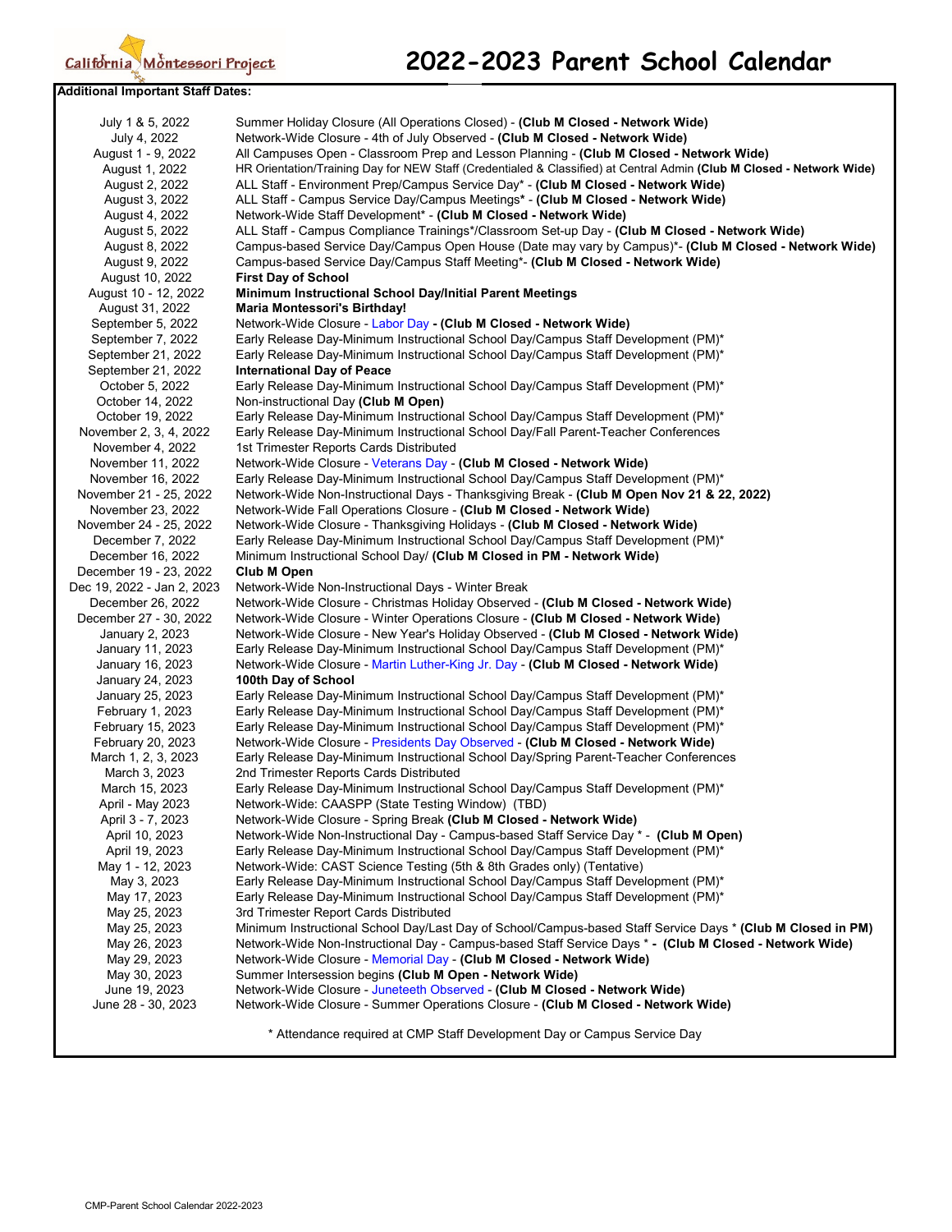# 2022-2023 Parent School Calendar

California Montessori Project

**Additional Important Staff Dates:**

| | |
|---|---|
| July 1 & 5, 2022 | Summer Holiday Closure (All Operations Closed) - **(Club M Closed - Network Wide)** |
| July 4, 2022 | Network-Wide Closure - 4th of July Observed - **(Club M Closed - Network Wide)** |
| August 1 - 9, 2022 | All Campuses Open - Classroom Prep and Lesson Planning - **(Club M Closed - Network Wide)** |
| August 1, 2022 | HR Orientation/Training Day for NEW Staff (Credentialed & Classified) at Central Admin **(Club M Closed - Network Wide)** |
| August 2, 2022 | ALL Staff - Environment Prep/Campus Service Day* - **(Club M Closed - Network Wide)** |
| August 3, 2022 | ALL Staff - Campus Service Day/Campus Meetings* - **(Club M Closed - Network Wide)** |
| August 4, 2022 | Network-Wide Staff Development* - **(Club M Closed - Network Wide)** |
| August 5, 2022 | ALL Staff - Campus Compliance Trainings*/Classroom Set-up Day - **(Club M Closed - Network Wide)** |
| August 8, 2022 | Campus-based Service Day/Campus Open House (Date may vary by Campus)*- **(Club M Closed - Network Wide)** |
| August 9, 2022 | Campus-based Service Day/Campus Staff Meeting*- **(Club M Closed - Network Wide)** |
| August 10, 2022 | **First Day of School** |
| August 10 - 12, 2022 | **Minimum Instructional School Day/Initial Parent Meetings** |
| August 31, 2022 | **Maria Montessori's Birthday!** |
| September 5, 2022 | Network-Wide Closure - Labor Day **- (Club M Closed - Network Wide)** |
| September 7, 2022 | Early Release Day-Minimum Instructional School Day/Campus Staff Development (PM)* |
| September 21, 2022 | Early Release Day-Minimum Instructional School Day/Campus Staff Development (PM)* |
| September 21, 2022 | **International Day of Peace** |
| October 5, 2022 | Early Release Day-Minimum Instructional School Day/Campus Staff Development (PM)* |
| October 14, 2022 | Non-instructional Day **(Club M Open)** |
| October 19, 2022 | Early Release Day-Minimum Instructional School Day/Campus Staff Development (PM)* |
| November 2, 3, 4, 2022 | Early Release Day-Minimum Instructional School Day/Fall Parent-Teacher Conferences |
| November 4, 2022 | 1st Trimester Reports Cards Distributed |
| November 11, 2022 | Network-Wide Closure - Veterans Day - **(Club M Closed - Network Wide)** |
| November 16, 2022 | Early Release Day-Minimum Instructional School Day/Campus Staff Development (PM)* |
| November 21 - 25, 2022 | Network-Wide Non-Instructional Days - Thanksgiving Break - **(Club M Open Nov 21 & 22, 2022)** |
| November 23, 2022 | Network-Wide Fall Operations Closure - **(Club M Closed - Network Wide)** |
| November 24 - 25, 2022 | Network-Wide Closure - Thanksgiving Holidays - **(Club M Closed - Network Wide)** |
| December 7, 2022 | Early Release Day-Minimum Instructional School Day/Campus Staff Development (PM)* |
| December 16, 2022 | Minimum Instructional School Day/ **(Club M Closed in PM - Network Wide)** |
| December 19 - 23, 2022 | **Club M Open** |
| Dec 19, 2022 - Jan 2, 2023 | Network-Wide Non-Instructional Days - Winter Break |
| December 26, 2022 | Network-Wide Closure - Christmas Holiday Observed - **(Club M Closed - Network Wide)** |
| December 27 - 30, 2022 | Network-Wide Closure - Winter Operations Closure - **(Club M Closed - Network Wide)** |
| January 2, 2023 | Network-Wide Closure - New Year's Holiday Observed - **(Club M Closed - Network Wide)** |
| January 11, 2023 | Early Release Day-Minimum Instructional School Day/Campus Staff Development (PM)* |
| January 16, 2023 | Network-Wide Closure - Martin Luther-King Jr. Day - **(Club M Closed - Network Wide)** |
| January 24, 2023 | **100th Day of School** |
| January 25, 2023 | Early Release Day-Minimum Instructional School Day/Campus Staff Development (PM)* |
| February 1, 2023 | Early Release Day-Minimum Instructional School Day/Campus Staff Development (PM)* |
| February 15, 2023 | Early Release Day-Minimum Instructional School Day/Campus Staff Development (PM)* |
| February 20, 2023 | Network-Wide Closure - Presidents Day Observed - **(Club M Closed - Network Wide)** |
| March 1, 2, 3, 2023 | Early Release Day-Minimum Instructional School Day/Spring Parent-Teacher Conferences |
| March 3, 2023 | 2nd Trimester Reports Cards Distributed |
| March 15, 2023 | Early Release Day-Minimum Instructional School Day/Campus Staff Development (PM)* |
| April - May 2023 | Network-Wide: CAASPP (State Testing Window) (TBD) |
| April 3 - 7, 2023 | Network-Wide Closure - Spring Break **(Club M Closed - Network Wide)** |
| April 10, 2023 | Network-Wide Non-Instructional Day - Campus-based Staff Service Day * - **(Club M Open)** |
| April 19, 2023 | Early Release Day-Minimum Instructional School Day/Campus Staff Development (PM)* |
| May 1 - 12, 2023 | Network-Wide: CAST Science Testing (5th & 8th Grades only) (Tentative) |
| May 3, 2023 | Early Release Day-Minimum Instructional School Day/Campus Staff Development (PM)* |
| May 17, 2023 | Early Release Day-Minimum Instructional School Day/Campus Staff Development (PM)* |
| May 25, 2023 | 3rd Trimester Report Cards Distributed |
| May 25, 2023 | Minimum Instructional School Day/Last Day of School/Campus-based Staff Service Days * **(Club M Closed in PM)** |
| May 26, 2023 | Network-Wide Non-Instructional Day - Campus-based Staff Service Days * **- (Club M Closed - Network Wide)** |
| May 29, 2023 | Network-Wide Closure - Memorial Day - **(Club M Closed - Network Wide)** |
| May 30, 2023 | Summer Intersession begins **(Club M Open - Network Wide)** |
| June 19, 2023 | Network-Wide Closure - Juneteeth Observed - **(Club M Closed - Network Wide)** |
| June 28 - 30, 2023 | Network-Wide Closure - Summer Operations Closure - **(Club M Closed - Network Wide)** |

\* Attendance required at CMP Staff Development Day or Campus Service Day

CMP-Parent School Calendar 2022-2023